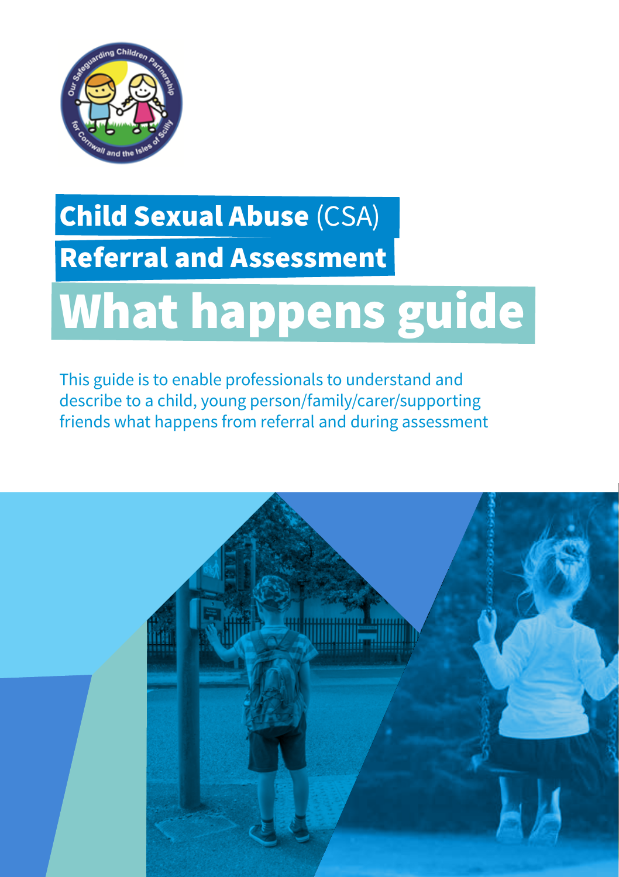# Child Sexual Abuse (CSA) Referral and Assessment

# What happens guide

This guide is to enable professionals to understand and describe to a child, young person/family/carer/supporting friends what happens from referral and during assessment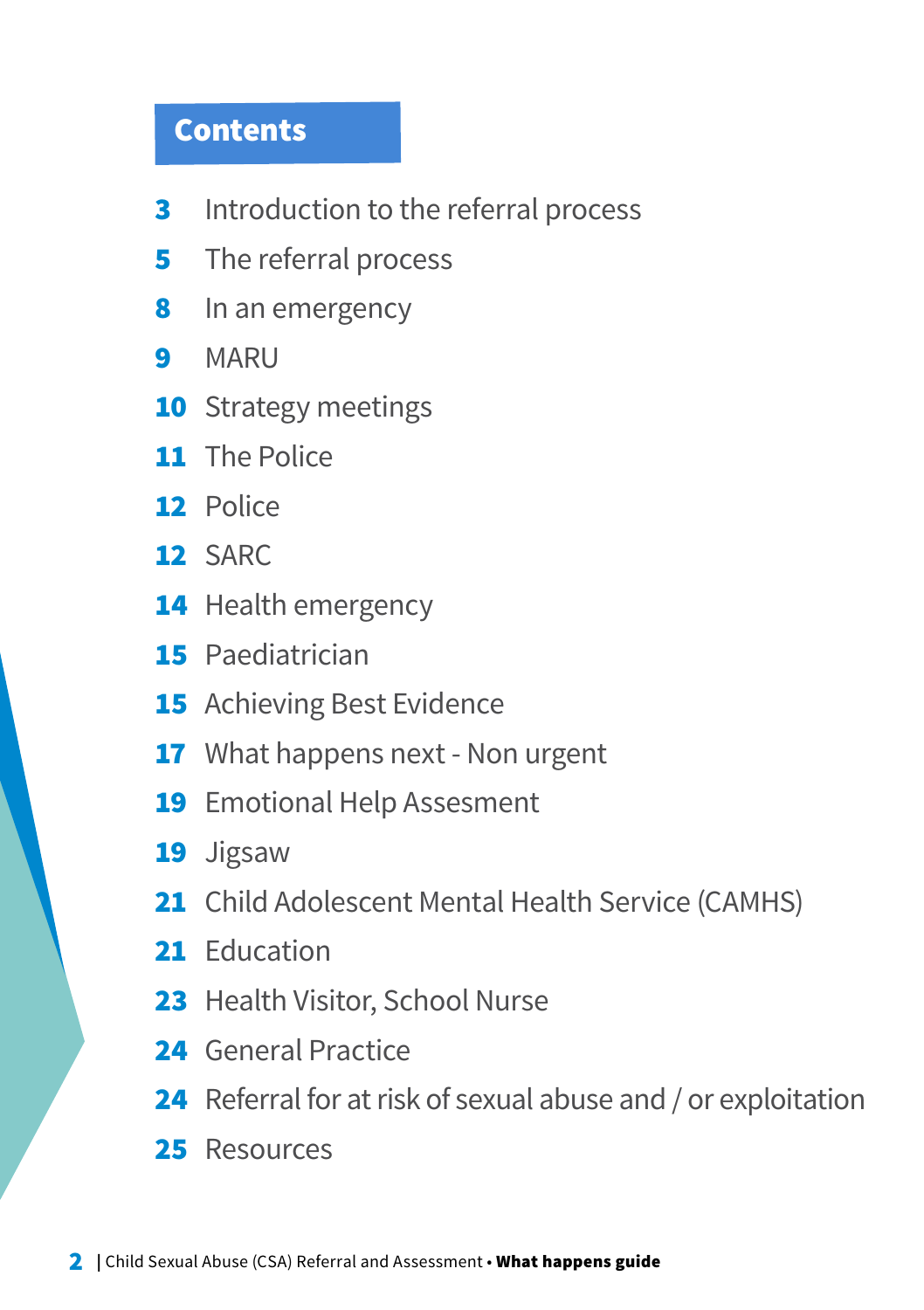## Contents

3 Introduction to the referral process

5 The referral process

8 In an emergency

9 MARU

10 Strategy meetings

11 The Police

12 Police

12 SARC

14 Health emergency

15 Paediatrician

15 Achieving Best Evidence

17 What happens next - Non urgent

19 Emotional Help Assesment

19 Jigsaw

21 Child Adolescent Mental Health Service (CAMHS)

21 Education

23 Health Visitor, School Nurse

24 General Practice

24 Referral for at risk of sexual abuse and / or exploitation

25 Resources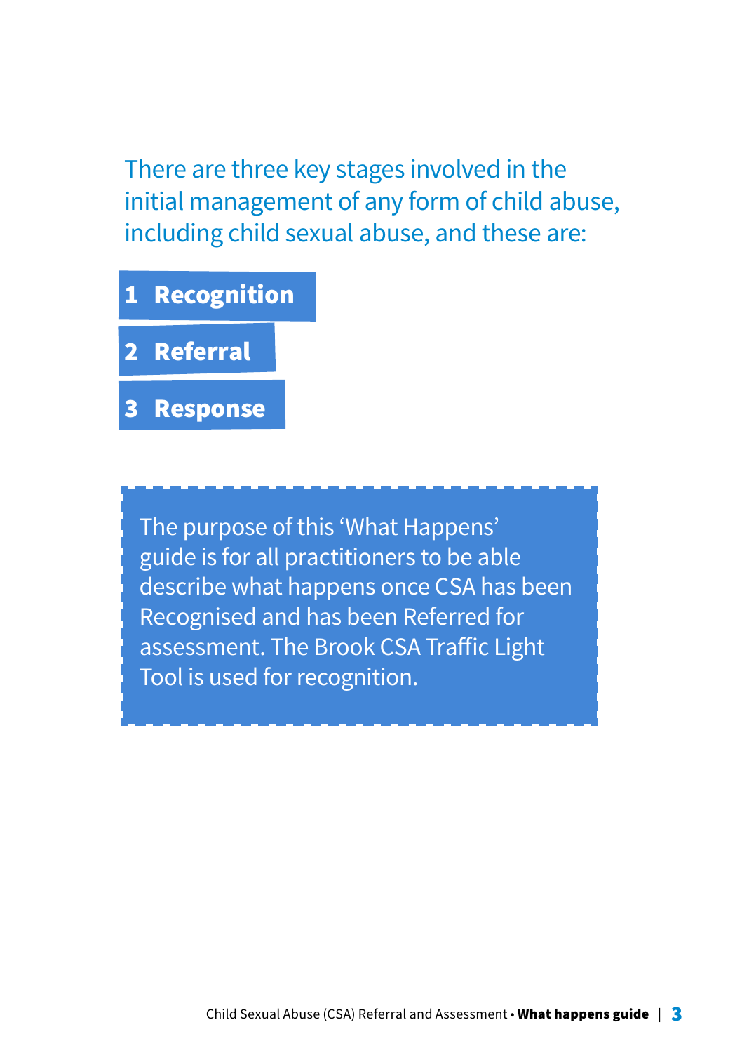There are three key stages involved in the initial management of any form of child abuse, including child sexual abuse, and these are:

1. **Recognition**
2. **Referral**
3. **Response**

The purpose of this 'What Happens' guide is for all practitioners to be able describe what happens once CSA has been Recognised and has been Referred for assessment. The Brook CSA Traffic Light Tool is used for recognition.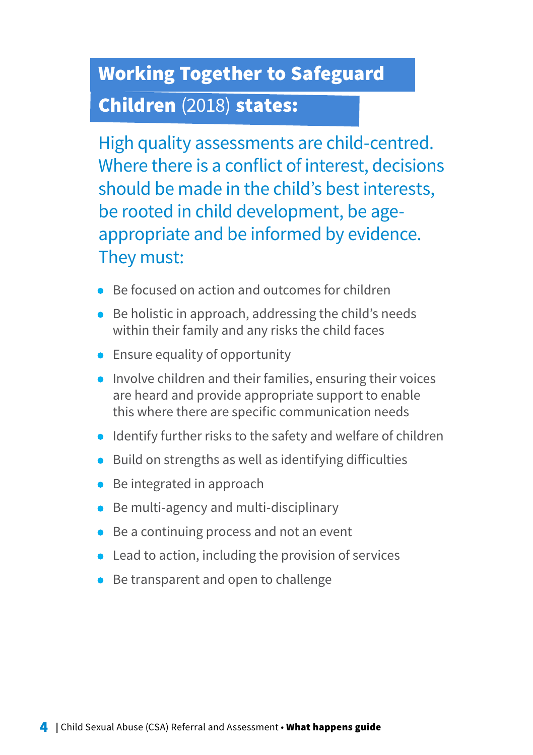## **Working Together to Safeguard Children** (2018) **states:**

High quality assessments are child-centred. Where there is a conflict of interest, decisions should be made in the child's best interests, be rooted in child development, be age-appropriate and be informed by evidence. They must:

- Be focused on action and outcomes for children
- Be holistic in approach, addressing the child's needs within their family and any risks the child faces
- Ensure equality of opportunity
- Involve children and their families, ensuring their voices are heard and provide appropriate support to enable this where there are specific communication needs
- Identify further risks to the safety and welfare of children
- Build on strengths as well as identifying difficulties
- Be integrated in approach
- Be multi-agency and multi-disciplinary
- Be a continuing process and not an event
- Lead to action, including the provision of services
- Be transparent and open to challenge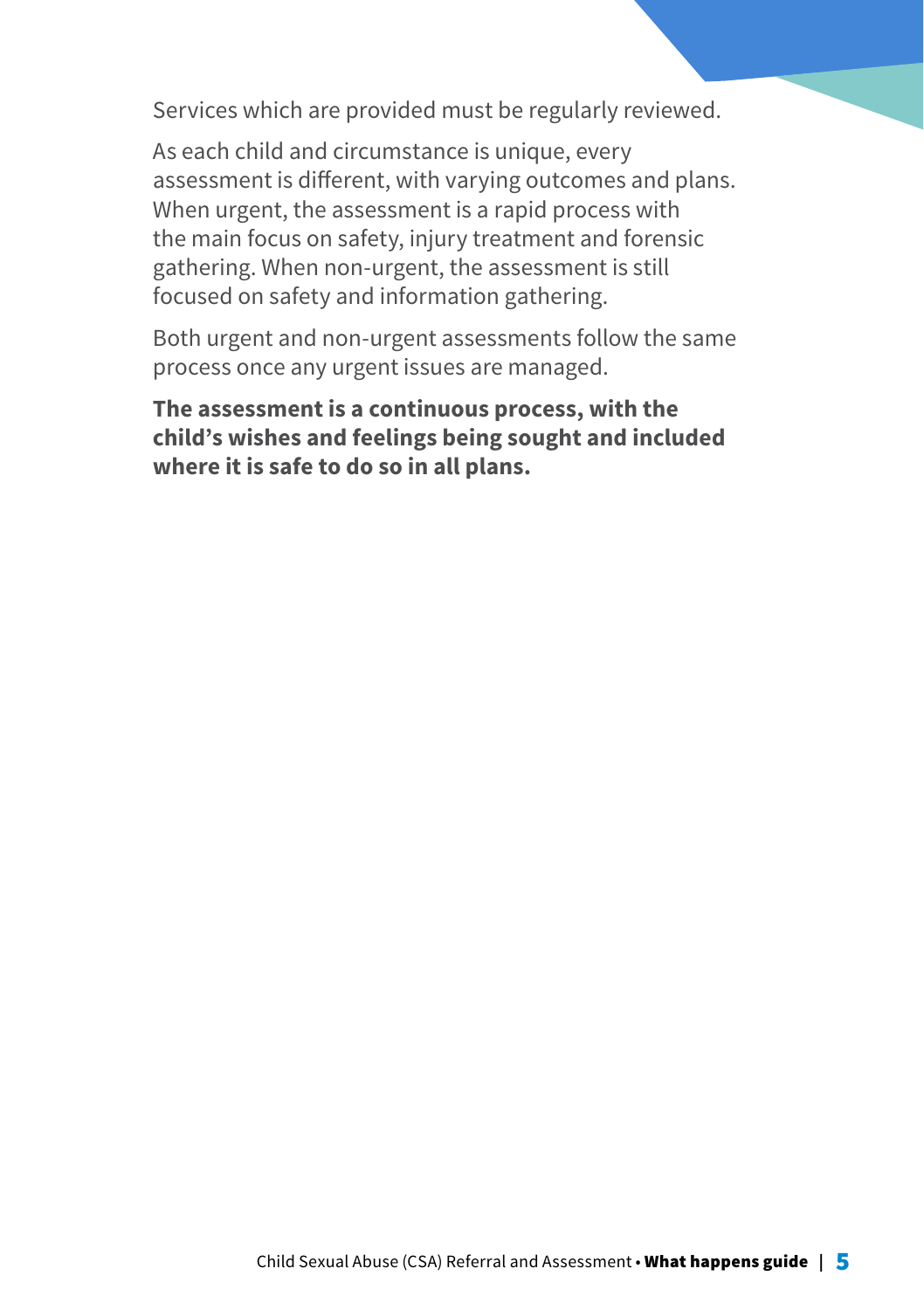Services which are provided must be regularly reviewed.

As each child and circumstance is unique, every assessment is different, with varying outcomes and plans. When urgent, the assessment is a rapid process with the main focus on safety, injury treatment and forensic gathering. When non-urgent, the assessment is still focused on safety and information gathering.

Both urgent and non-urgent assessments follow the same process once any urgent issues are managed.

**The assessment is a continuous process, with the child's wishes and feelings being sought and included where it is safe to do so in all plans.**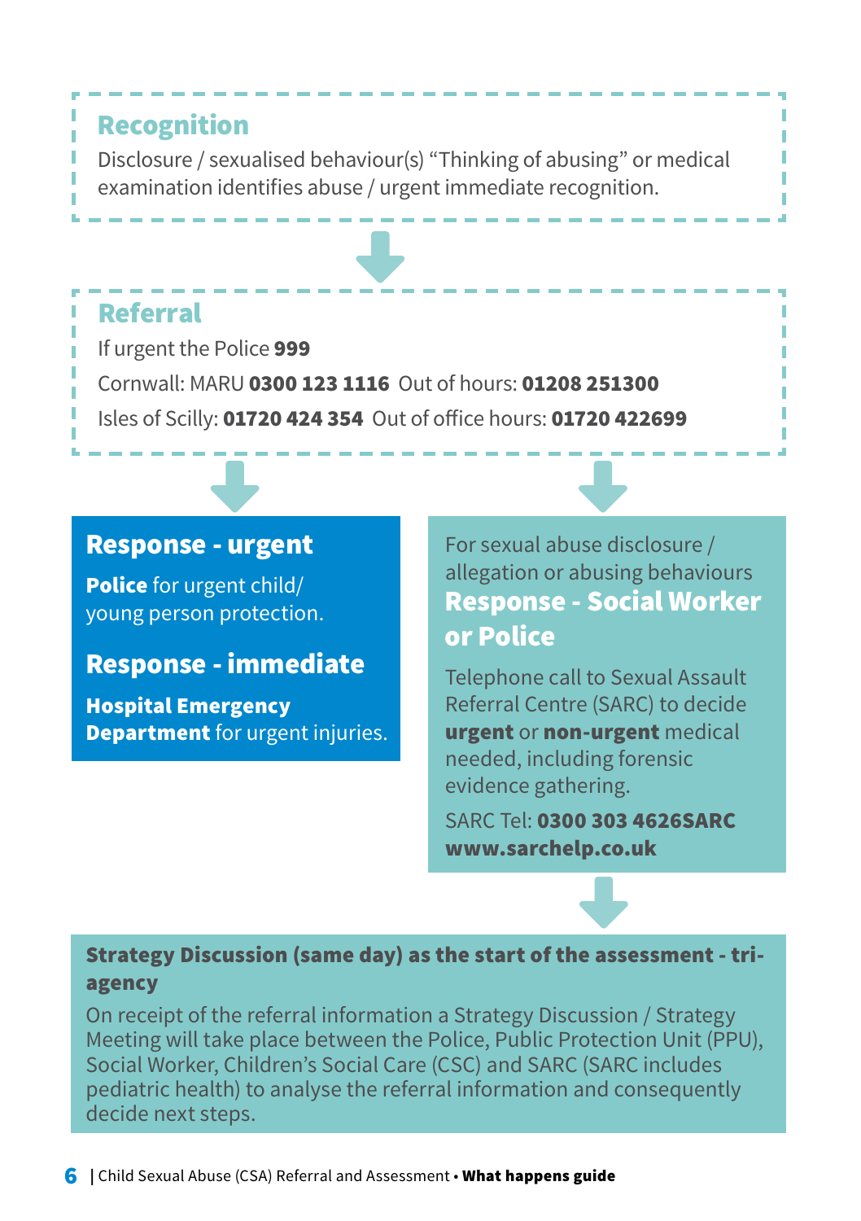## Recognition

Disclosure / sexualised behaviour(s) "Thinking of abusing" or medical examination identifies abuse / urgent immediate recognition.

## Referral

If urgent the Police **999**

Cornwall: MARU **0300 123 1116** Out of hours: **01208 251300**

Isles of Scilly: **01720 424 354** Out of office hours: **01720 422699**

## Response - urgent

**Police** for urgent child/ young person protection.

## Response - immediate

**Hospital Emergency Department** for urgent injuries.

For sexual abuse disclosure / allegation or abusing behaviours

## Response - Social Worker or Police

Telephone call to Sexual Assault Referral Centre (SARC) to decide **urgent** or **non-urgent** medical needed, including forensic evidence gathering.

SARC Tel: **0300 303 4626SARC www.sarchelp.co.uk**

**Strategy Discussion (same day) as the start of the assessment - tri-agency**

On receipt of the referral information a Strategy Discussion / Strategy Meeting will take place between the Police, Public Protection Unit (PPU), Social Worker, Children's Social Care (CSC) and SARC (SARC includes pediatric health) to analyse the referral information and consequently decide next steps.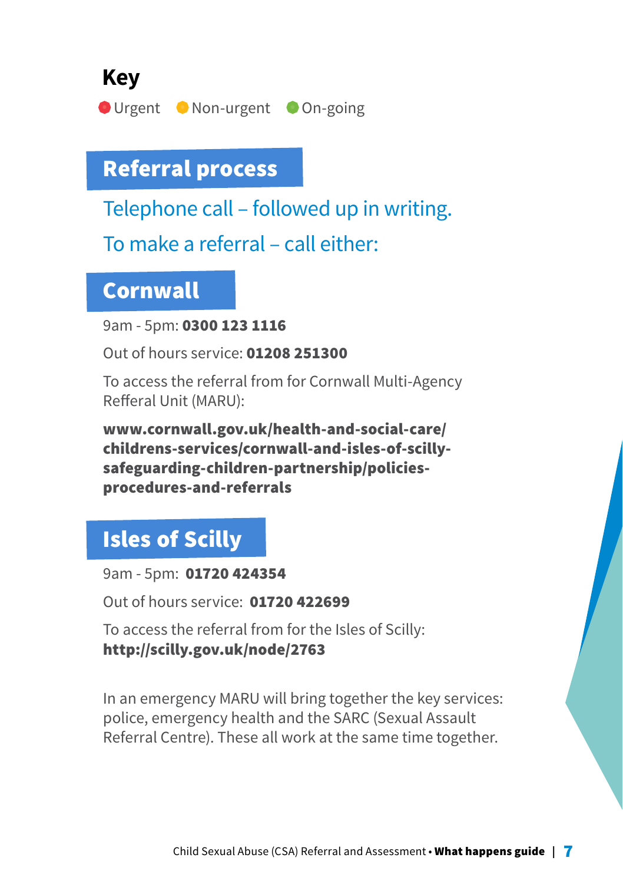## Key

- Urgent
- Non-urgent
- On-going

## Referral process

Telephone call – followed up in writing.

To make a referral – call either:

## Cornwall

9am - 5pm: **0300 123 1116**

Out of hours service: **01208 251300**

To access the referral from for Cornwall Multi-Agency Refferal Unit (MARU):

**www.cornwall.gov.uk/health-and-social-care/childrens-services/cornwall-and-isles-of-scilly-safeguarding-children-partnership/policies-procedures-and-referrals**

## Isles of Scilly

9am - 5pm: **01720 424354**

Out of hours service: **01720 422699**

To access the referral from for the Isles of Scilly:
**http://scilly.gov.uk/node/2763**

In an emergency MARU will bring together the key services: police, emergency health and the SARC (Sexual Assault Referral Centre). These all work at the same time together.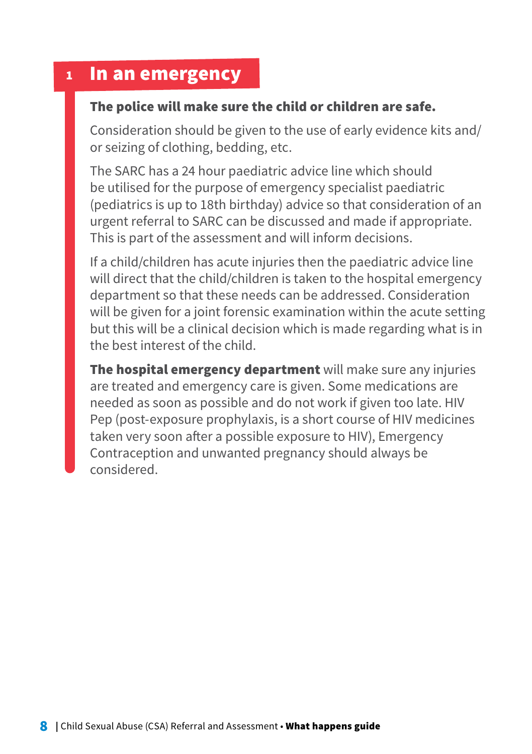## 1 In an emergency

**The police will make sure the child or children are safe.**

Consideration should be given to the use of early evidence kits and/or seizing of clothing, bedding, etc.

The SARC has a 24 hour paediatric advice line which should be utilised for the purpose of emergency specialist paediatric (pediatrics is up to 18th birthday) advice so that consideration of an urgent referral to SARC can be discussed and made if appropriate. This is part of the assessment and will inform decisions.

If a child/children has acute injuries then the paediatric advice line will direct that the child/children is taken to the hospital emergency department so that these needs can be addressed. Consideration will be given for a joint forensic examination within the acute setting but this will be a clinical decision which is made regarding what is in the best interest of the child.

**The hospital emergency department** will make sure any injuries are treated and emergency care is given. Some medications are needed as soon as possible and do not work if given too late. HIV Pep (post-exposure prophylaxis, is a short course of HIV medicines taken very soon after a possible exposure to HIV), Emergency Contraception and unwanted pregnancy should always be considered.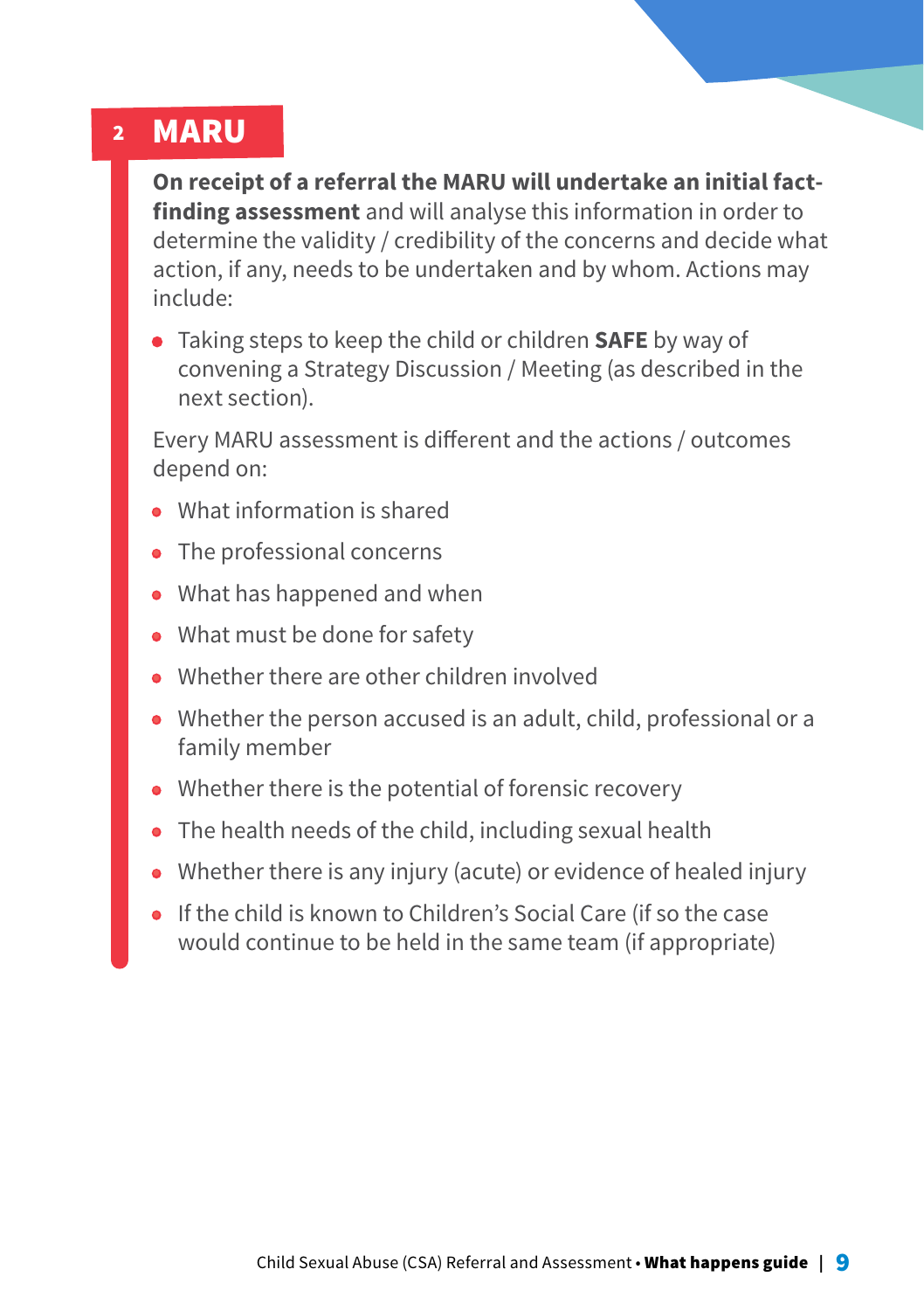## 2 MARU

**On receipt of a referral the MARU will undertake an initial fact-finding assessment** and will analyse this information in order to determine the validity / credibility of the concerns and decide what action, if any, needs to be undertaken and by whom. Actions may include:

- Taking steps to keep the child or children **SAFE** by way of convening a Strategy Discussion / Meeting (as described in the next section).

Every MARU assessment is different and the actions / outcomes depend on:

- What information is shared
- The professional concerns
- What has happened and when
- What must be done for safety
- Whether there are other children involved
- Whether the person accused is an adult, child, professional or a family member
- Whether there is the potential of forensic recovery
- The health needs of the child, including sexual health
- Whether there is any injury (acute) or evidence of healed injury
- If the child is known to Children's Social Care (if so the case would continue to be held in the same team (if appropriate)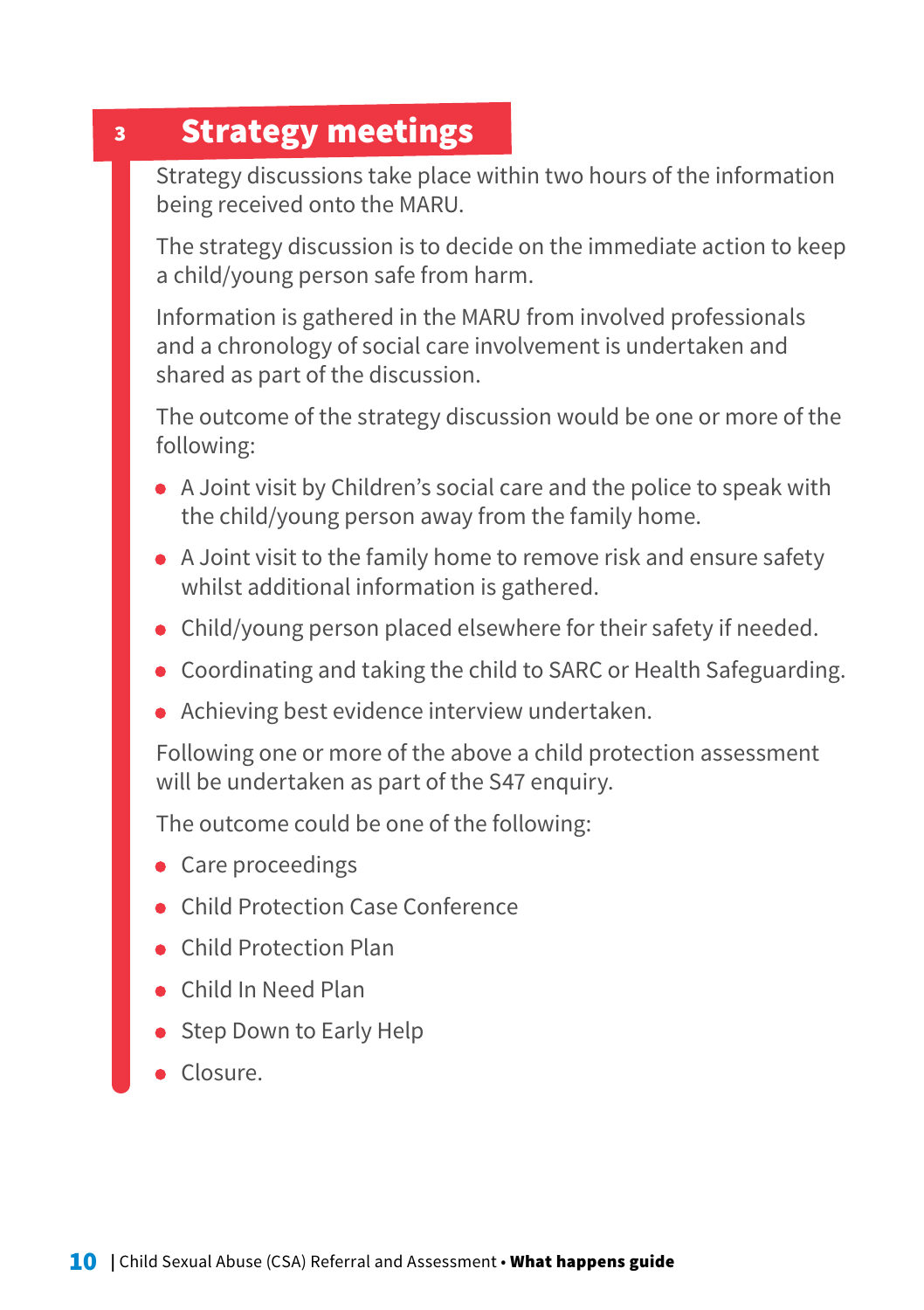## 3 Strategy meetings

Strategy discussions take place within two hours of the information being received onto the MARU.

The strategy discussion is to decide on the immediate action to keep a child/young person safe from harm.

Information is gathered in the MARU from involved professionals and a chronology of social care involvement is undertaken and shared as part of the discussion.

The outcome of the strategy discussion would be one or more of the following:

- A Joint visit by Children's social care and the police to speak with the child/young person away from the family home.
- A Joint visit to the family home to remove risk and ensure safety whilst additional information is gathered.
- Child/young person placed elsewhere for their safety if needed.
- Coordinating and taking the child to SARC or Health Safeguarding.
- Achieving best evidence interview undertaken.

Following one or more of the above a child protection assessment will be undertaken as part of the S47 enquiry.

The outcome could be one of the following:

- Care proceedings
- Child Protection Case Conference
- Child Protection Plan
- Child In Need Plan
- Step Down to Early Help
- Closure.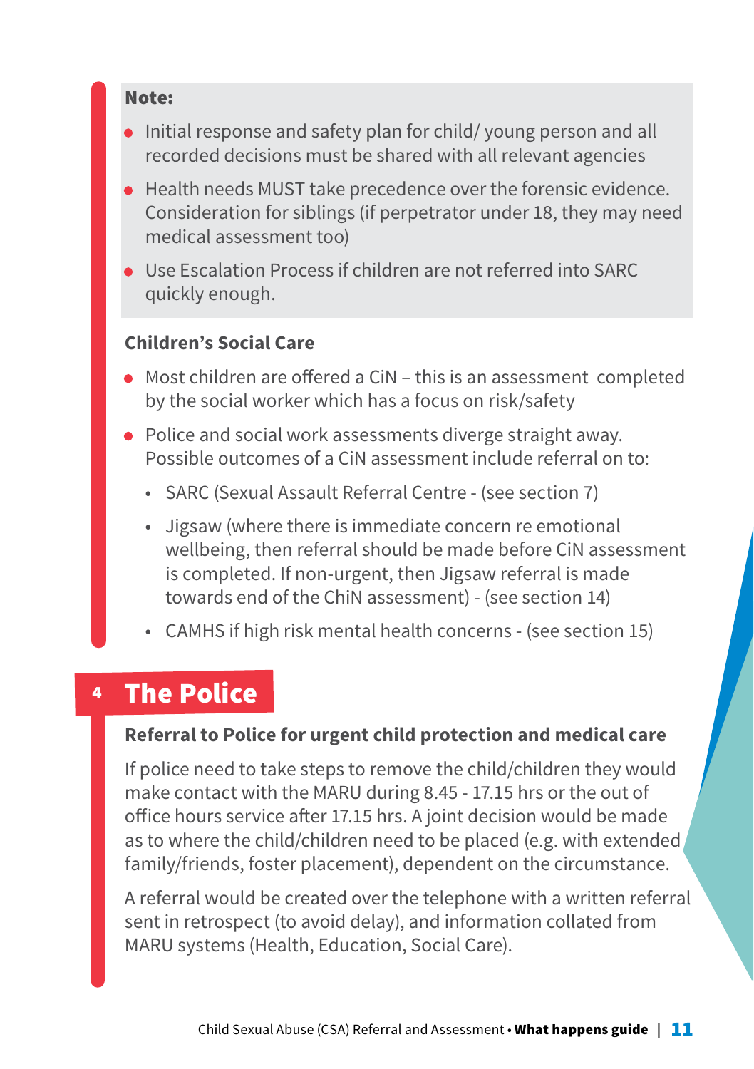**Note:**

- Initial response and safety plan for child/ young person and all recorded decisions must be shared with all relevant agencies
- Health needs MUST take precedence over the forensic evidence. Consideration for siblings (if perpetrator under 18, they may need medical assessment too)
- Use Escalation Process if children are not referred into SARC quickly enough.

**Children's Social Care**

- Most children are offered a CiN – this is an assessment completed by the social worker which has a focus on risk/safety
- Police and social work assessments diverge straight away. Possible outcomes of a CiN assessment include referral on to:
  - SARC (Sexual Assault Referral Centre - (see section 7)
  - Jigsaw (where there is immediate concern re emotional wellbeing, then referral should be made before CiN assessment is completed. If non-urgent, then Jigsaw referral is made towards end of the ChiN assessment) - (see section 14)
  - CAMHS if high risk mental health concerns - (see section 15)

## 4 The Police

### Referral to Police for urgent child protection and medical care

If police need to take steps to remove the child/children they would make contact with the MARU during 8.45 - 17.15 hrs or the out of office hours service after 17.15 hrs. A joint decision would be made as to where the child/children need to be placed (e.g. with extended family/friends, foster placement), dependent on the circumstance.

A referral would be created over the telephone with a written referral sent in retrospect (to avoid delay), and information collated from MARU systems (Health, Education, Social Care).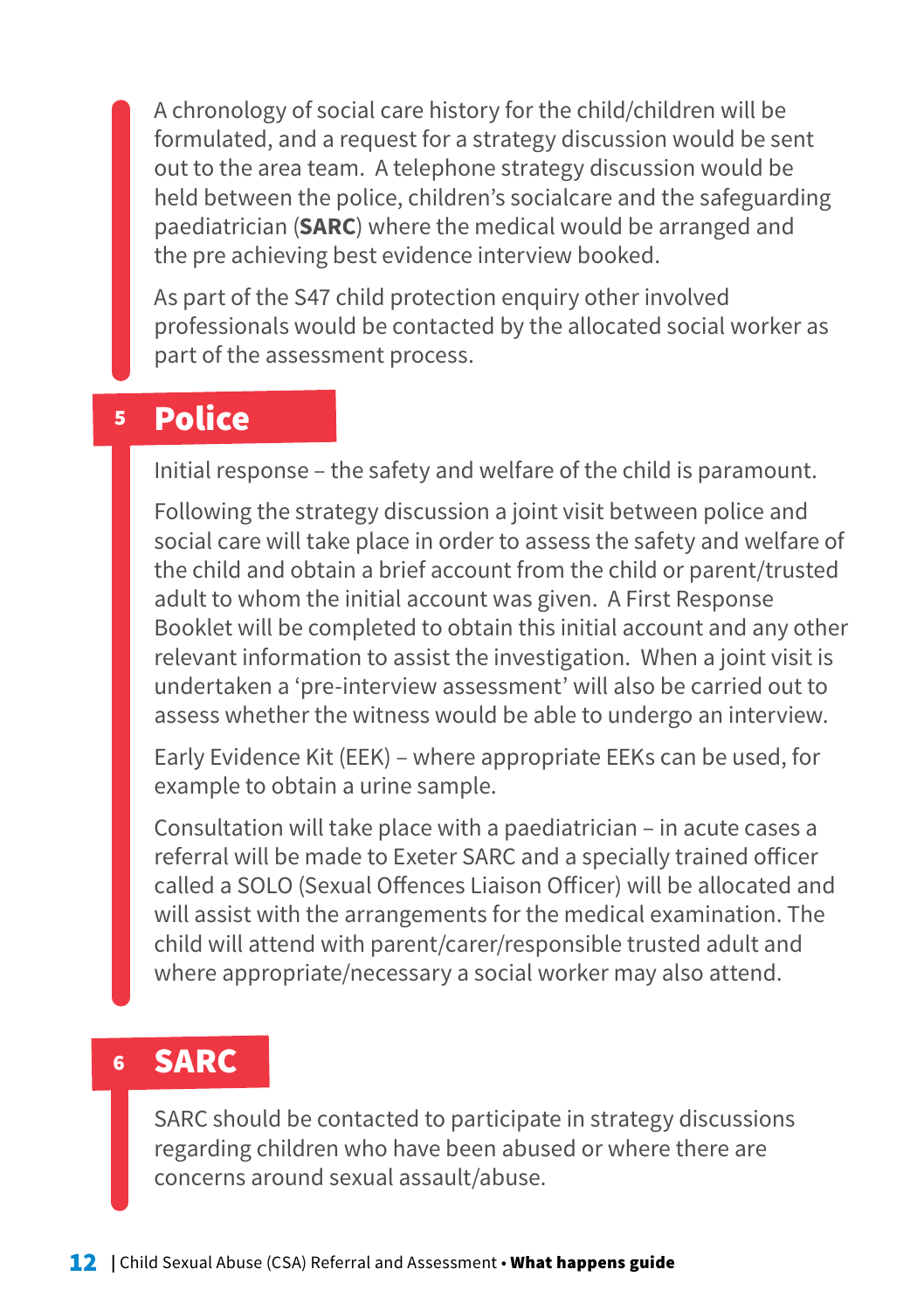A chronology of social care history for the child/children will be formulated, and a request for a strategy discussion would be sent out to the area team. A telephone strategy discussion would be held between the police, children's socialcare and the safeguarding paediatrician (**SARC**) where the medical would be arranged and the pre achieving best evidence interview booked.

As part of the S47 child protection enquiry other involved professionals would be contacted by the allocated social worker as part of the assessment process.

## 5 Police

Initial response – the safety and welfare of the child is paramount.

Following the strategy discussion a joint visit between police and social care will take place in order to assess the safety and welfare of the child and obtain a brief account from the child or parent/trusted adult to whom the initial account was given. A First Response Booklet will be completed to obtain this initial account and any other relevant information to assist the investigation. When a joint visit is undertaken a 'pre-interview assessment' will also be carried out to assess whether the witness would be able to undergo an interview.

Early Evidence Kit (EEK) – where appropriate EEKs can be used, for example to obtain a urine sample.

Consultation will take place with a paediatrician – in acute cases a referral will be made to Exeter SARC and a specially trained officer called a SOLO (Sexual Offences Liaison Officer) will be allocated and will assist with the arrangements for the medical examination. The child will attend with parent/carer/responsible trusted adult and where appropriate/necessary a social worker may also attend.

## 6 SARC

SARC should be contacted to participate in strategy discussions regarding children who have been abused or where there are concerns around sexual assault/abuse.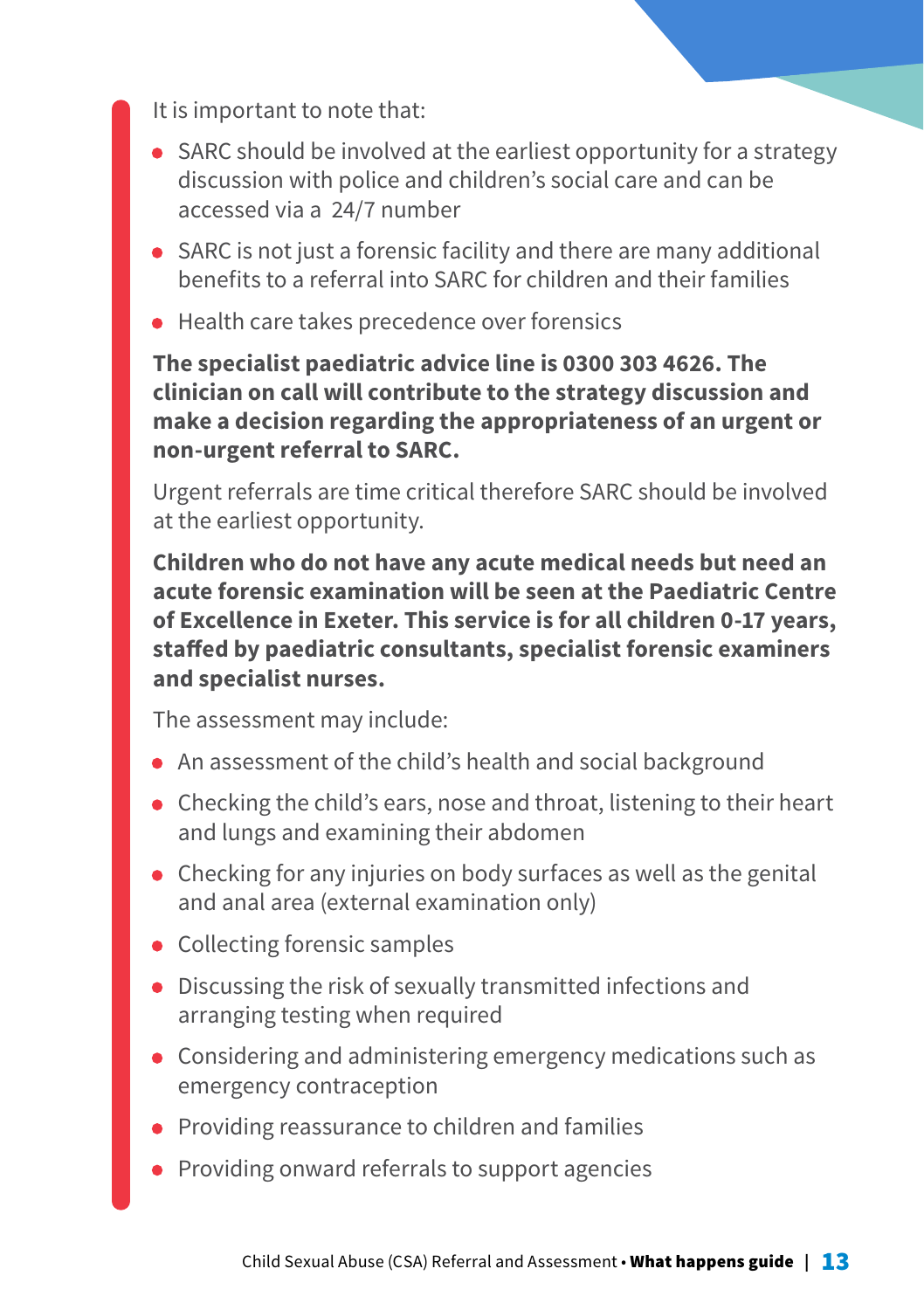It is important to note that:

- SARC should be involved at the earliest opportunity for a strategy discussion with police and children's social care and can be accessed via a 24/7 number
- SARC is not just a forensic facility and there are many additional benefits to a referral into SARC for children and their families
- Health care takes precedence over forensics

**The specialist paediatric advice line is 0300 303 4626. The clinician on call will contribute to the strategy discussion and make a decision regarding the appropriateness of an urgent or non-urgent referral to SARC.**

Urgent referrals are time critical therefore SARC should be involved at the earliest opportunity.

**Children who do not have any acute medical needs but need an acute forensic examination will be seen at the Paediatric Centre of Excellence in Exeter. This service is for all children 0-17 years, staffed by paediatric consultants, specialist forensic examiners and specialist nurses.**

The assessment may include:

- An assessment of the child's health and social background
- Checking the child's ears, nose and throat, listening to their heart and lungs and examining their abdomen
- Checking for any injuries on body surfaces as well as the genital and anal area (external examination only)
- Collecting forensic samples
- Discussing the risk of sexually transmitted infections and arranging testing when required
- Considering and administering emergency medications such as emergency contraception
- Providing reassurance to children and families
- Providing onward referrals to support agencies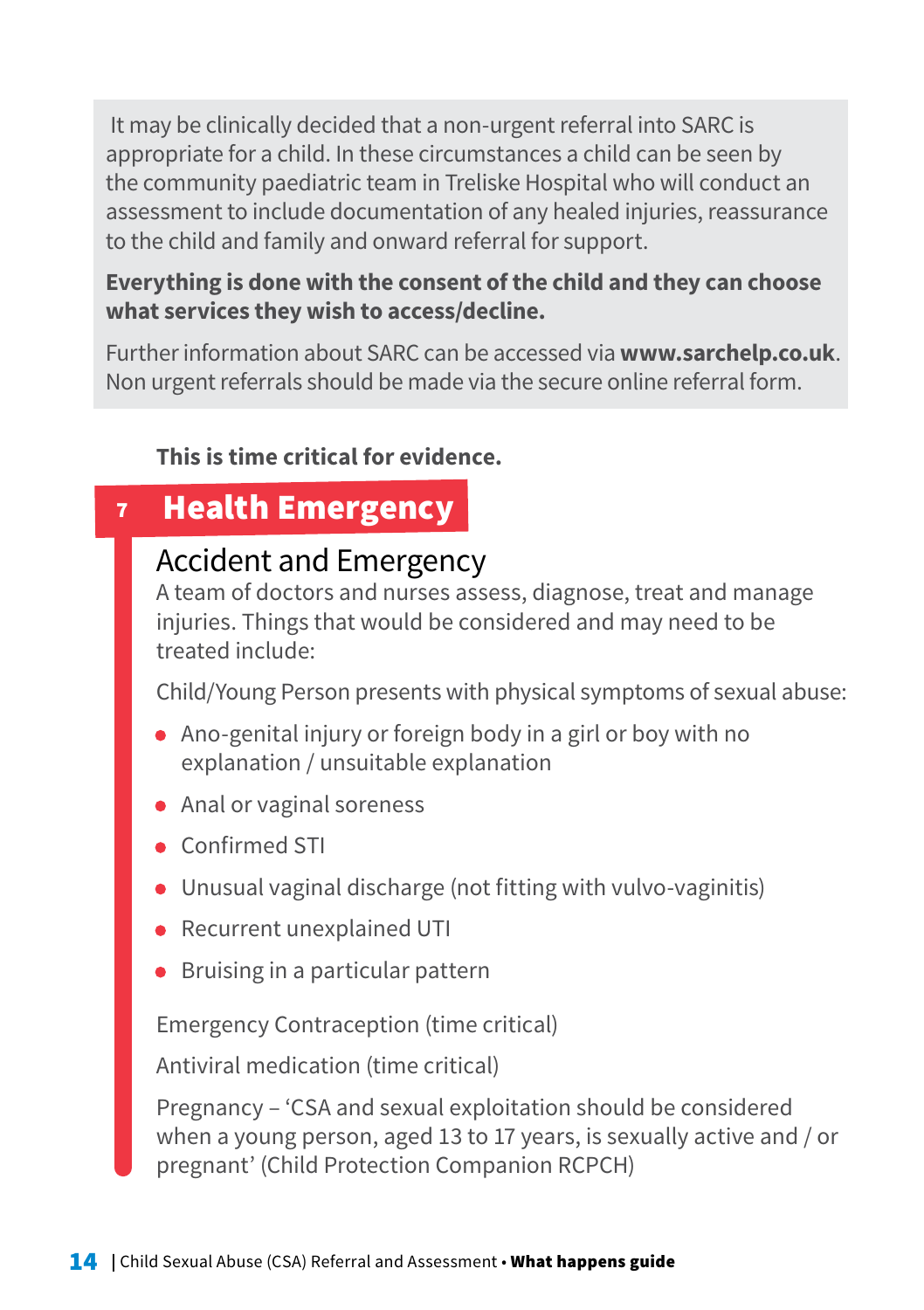It may be clinically decided that a non-urgent referral into SARC is appropriate for a child. In these circumstances a child can be seen by the community paediatric team in Treliske Hospital who will conduct an assessment to include documentation of any healed injuries, reassurance to the child and family and onward referral for support.

**Everything is done with the consent of the child and they can choose what services they wish to access/decline.**

Further information about SARC can be accessed via **www.sarchelp.co.uk**. Non urgent referrals should be made via the secure online referral form.

**This is time critical for evidence.**

## 7 Health Emergency

### Accident and Emergency

A team of doctors and nurses assess, diagnose, treat and manage injuries. Things that would be considered and may need to be treated include:

Child/Young Person presents with physical symptoms of sexual abuse:

- Ano-genital injury or foreign body in a girl or boy with no explanation / unsuitable explanation
- Anal or vaginal soreness
- Confirmed STI
- Unusual vaginal discharge (not fitting with vulvo-vaginitis)
- Recurrent unexplained UTI
- Bruising in a particular pattern

Emergency Contraception (time critical)

Antiviral medication (time critical)

Pregnancy – 'CSA and sexual exploitation should be considered when a young person, aged 13 to 17 years, is sexually active and / or pregnant' (Child Protection Companion RCPCH)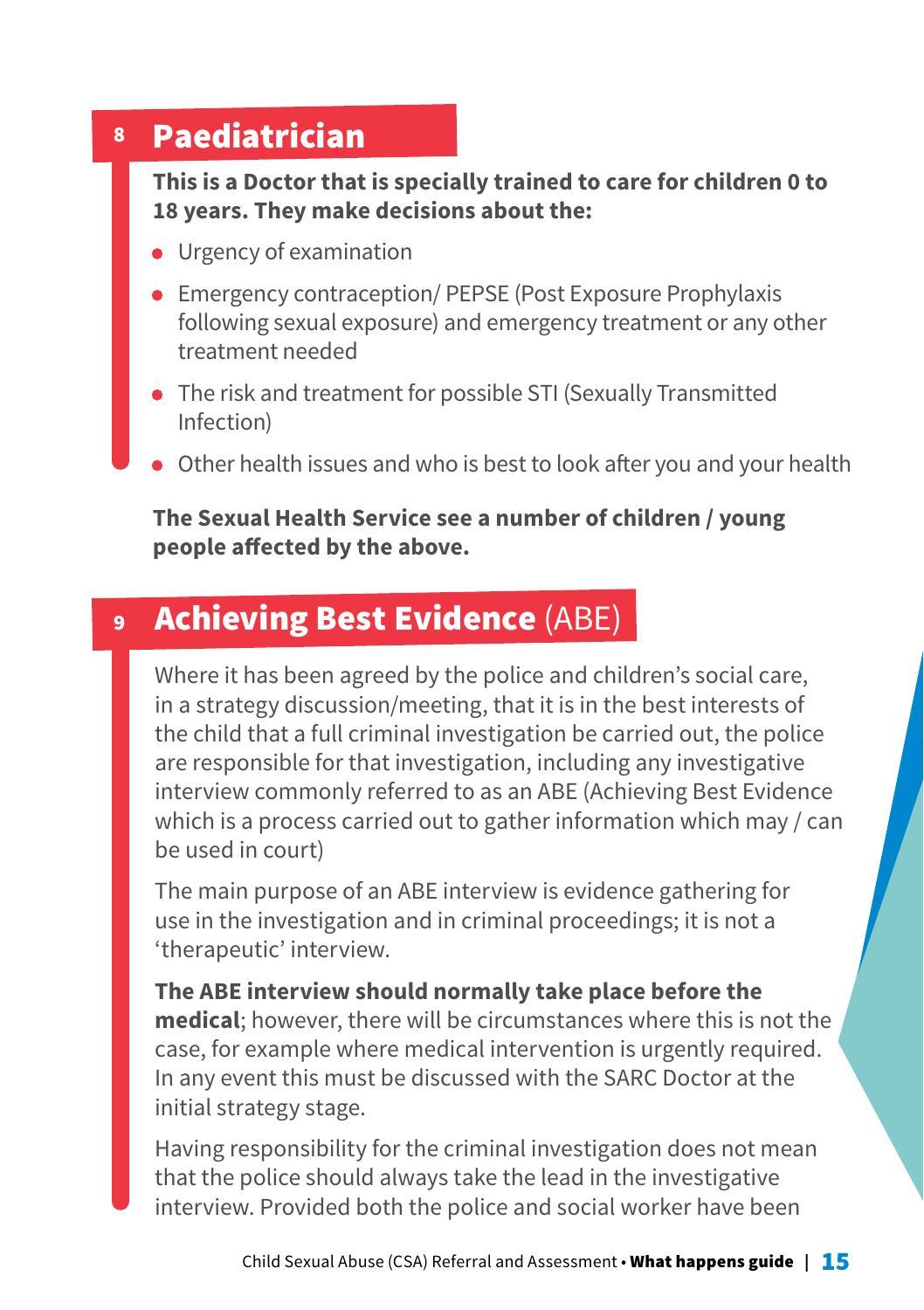## 8 Paediatrician

**This is a Doctor that is specially trained to care for children 0 to 18 years. They make decisions about the:**

- Urgency of examination
- Emergency contraception/ PEPSE (Post Exposure Prophylaxis following sexual exposure) and emergency treatment or any other treatment needed
- The risk and treatment for possible STI (Sexually Transmitted Infection)
- Other health issues and who is best to look after you and your health

**The Sexual Health Service see a number of children / young people affected by the above.**

## 9 Achieving Best Evidence (ABE)

Where it has been agreed by the police and children's social care, in a strategy discussion/meeting, that it is in the best interests of the child that a full criminal investigation be carried out, the police are responsible for that investigation, including any investigative interview commonly referred to as an ABE (Achieving Best Evidence which is a process carried out to gather information which may / can be used in court)

The main purpose of an ABE interview is evidence gathering for use in the investigation and in criminal proceedings; it is not a 'therapeutic' interview.

**The ABE interview should normally take place before the medical**; however, there will be circumstances where this is not the case, for example where medical intervention is urgently required. In any event this must be discussed with the SARC Doctor at the initial strategy stage.

Having responsibility for the criminal investigation does not mean that the police should always take the lead in the investigative interview. Provided both the police and social worker have been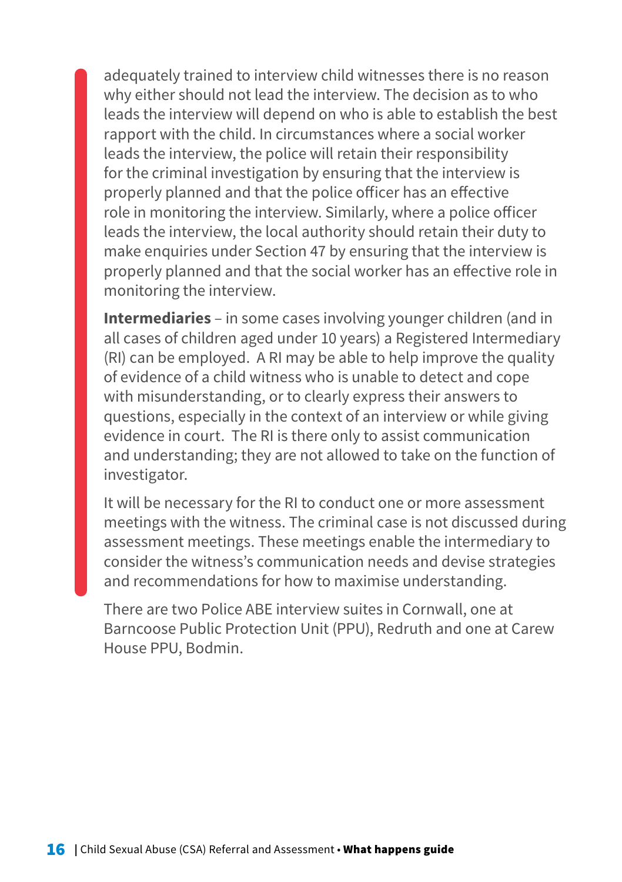adequately trained to interview child witnesses there is no reason why either should not lead the interview. The decision as to who leads the interview will depend on who is able to establish the best rapport with the child. In circumstances where a social worker leads the interview, the police will retain their responsibility for the criminal investigation by ensuring that the interview is properly planned and that the police officer has an effective role in monitoring the interview. Similarly, where a police officer leads the interview, the local authority should retain their duty to make enquiries under Section 47 by ensuring that the interview is properly planned and that the social worker has an effective role in monitoring the interview.

**Intermediaries** – in some cases involving younger children (and in all cases of children aged under 10 years) a Registered Intermediary (RI) can be employed. A RI may be able to help improve the quality of evidence of a child witness who is unable to detect and cope with misunderstanding, or to clearly express their answers to questions, especially in the context of an interview or while giving evidence in court. The RI is there only to assist communication and understanding; they are not allowed to take on the function of investigator.

It will be necessary for the RI to conduct one or more assessment meetings with the witness. The criminal case is not discussed during assessment meetings. These meetings enable the intermediary to consider the witness's communication needs and devise strategies and recommendations for how to maximise understanding.

There are two Police ABE interview suites in Cornwall, one at Barncoose Public Protection Unit (PPU), Redruth and one at Carew House PPU, Bodmin.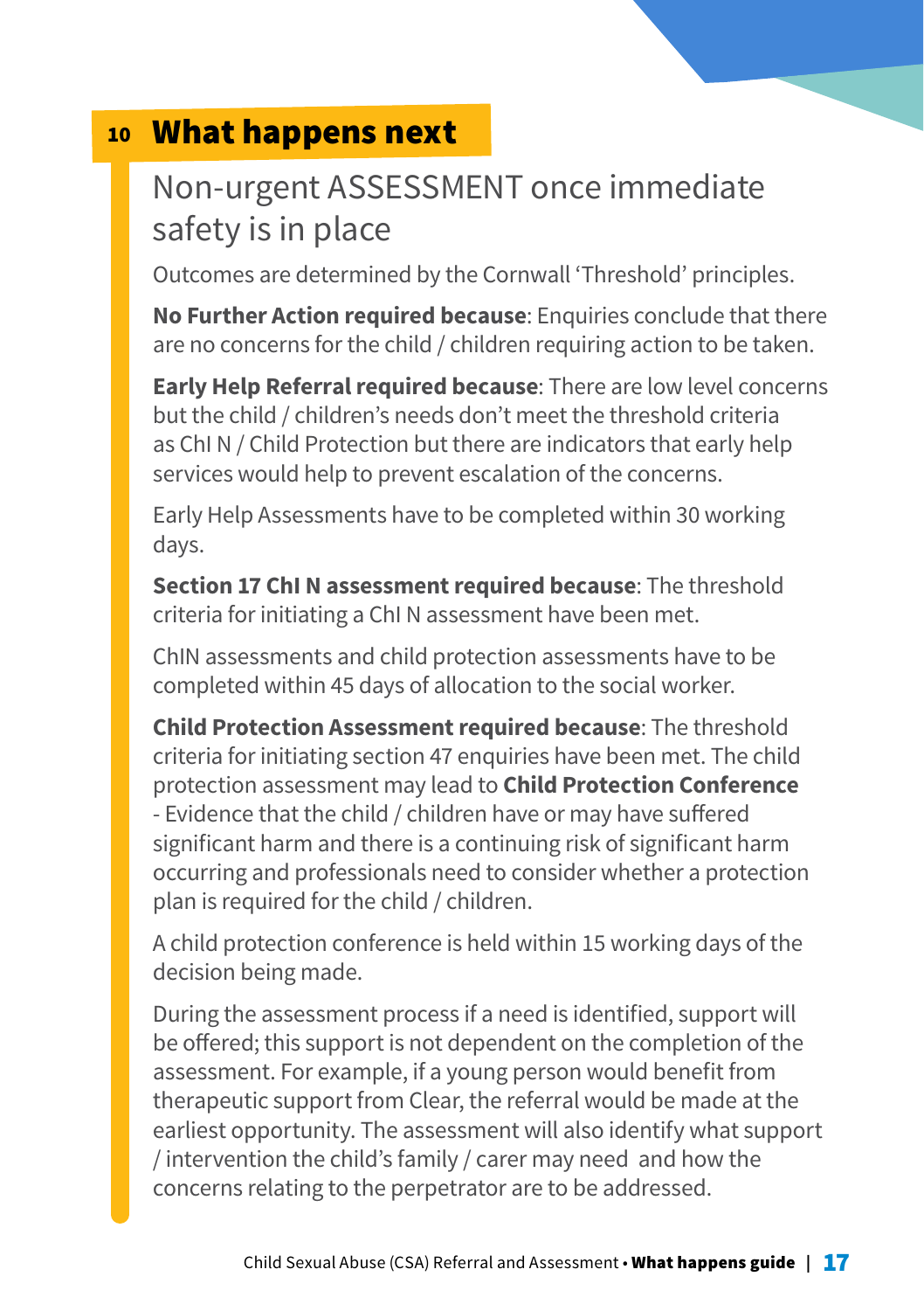# 10 What happens next

## Non-urgent ASSESSMENT once immediate safety is in place

Outcomes are determined by the Cornwall 'Threshold' principles.

**No Further Action required because**: Enquiries conclude that there are no concerns for the child / children requiring action to be taken.

**Early Help Referral required because**: There are low level concerns but the child / children's needs don't meet the threshold criteria as ChI N / Child Protection but there are indicators that early help services would help to prevent escalation of the concerns.

Early Help Assessments have to be completed within 30 working days.

**Section 17 ChI N assessment required because**: The threshold criteria for initiating a ChI N assessment have been met.

ChIN assessments and child protection assessments have to be completed within 45 days of allocation to the social worker.

**Child Protection Assessment required because**: The threshold criteria for initiating section 47 enquiries have been met. The child protection assessment may lead to **Child Protection Conference** - Evidence that the child / children have or may have suffered significant harm and there is a continuing risk of significant harm occurring and professionals need to consider whether a protection plan is required for the child / children.

A child protection conference is held within 15 working days of the decision being made.

During the assessment process if a need is identified, support will be offered; this support is not dependent on the completion of the assessment. For example, if a young person would benefit from therapeutic support from Clear, the referral would be made at the earliest opportunity. The assessment will also identify what support / intervention the child's family / carer may need and how the concerns relating to the perpetrator are to be addressed.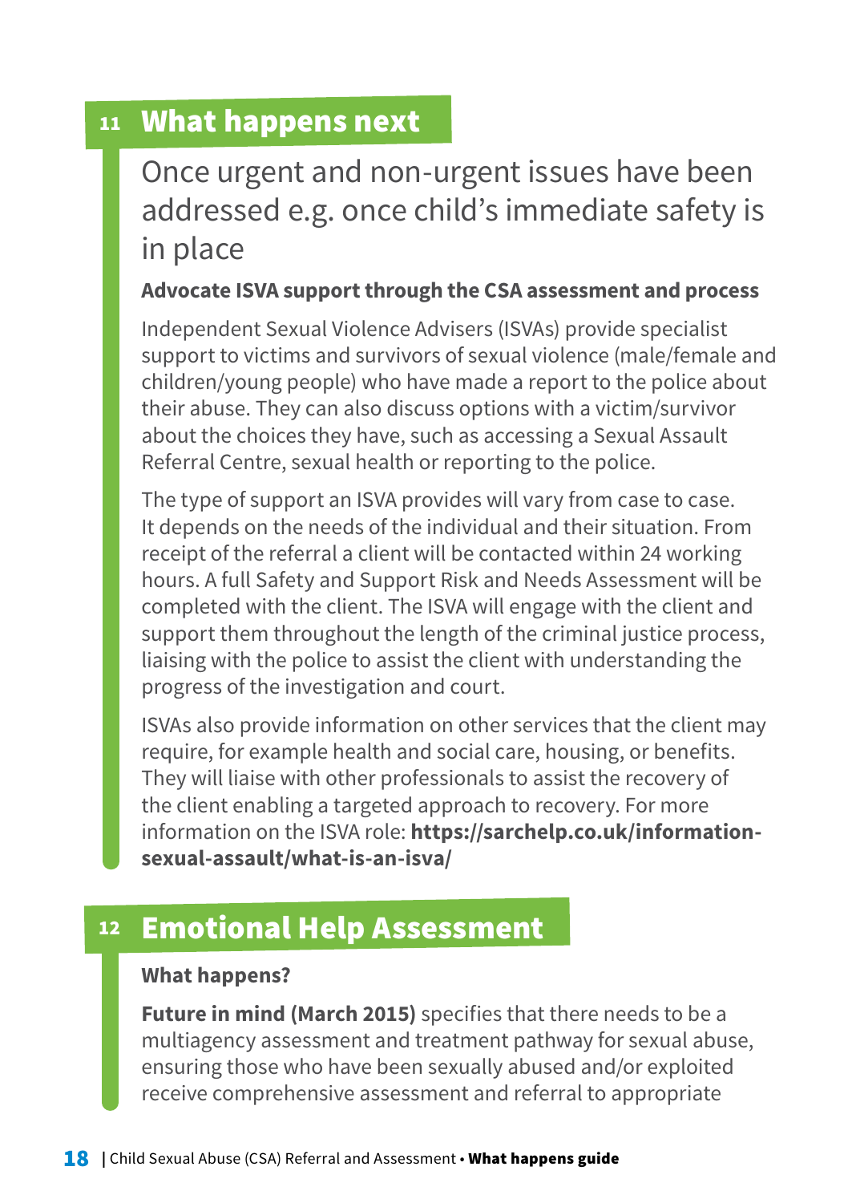## 11 What happens next

### Once urgent and non-urgent issues have been addressed e.g. once child's immediate safety is in place

**Advocate ISVA support through the CSA assessment and process**

Independent Sexual Violence Advisers (ISVAs) provide specialist support to victims and survivors of sexual violence (male/female and children/young people) who have made a report to the police about their abuse. They can also discuss options with a victim/survivor about the choices they have, such as accessing a Sexual Assault Referral Centre, sexual health or reporting to the police.

The type of support an ISVA provides will vary from case to case. It depends on the needs of the individual and their situation. From receipt of the referral a client will be contacted within 24 working hours. A full Safety and Support Risk and Needs Assessment will be completed with the client. The ISVA will engage with the client and support them throughout the length of the criminal justice process, liaising with the police to assist the client with understanding the progress of the investigation and court.

ISVAs also provide information on other services that the client may require, for example health and social care, housing, or benefits. They will liaise with other professionals to assist the recovery of the client enabling a targeted approach to recovery. For more information on the ISVA role: **https://sarchelp.co.uk/information-sexual-assault/what-is-an-isva/**

## 12 Emotional Help Assessment

**What happens?**

**Future in mind (March 2015)** specifies that there needs to be a multiagency assessment and treatment pathway for sexual abuse, ensuring those who have been sexually abused and/or exploited receive comprehensive assessment and referral to appropriate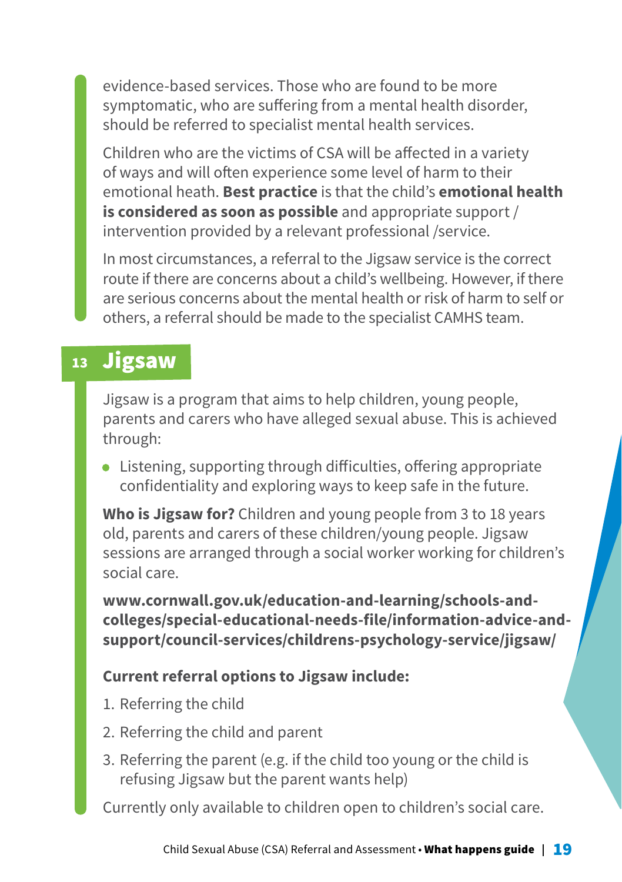evidence-based services. Those who are found to be more symptomatic, who are suffering from a mental health disorder, should be referred to specialist mental health services.

Children who are the victims of CSA will be affected in a variety of ways and will often experience some level of harm to their emotional heath. **Best practice** is that the child's **emotional health is considered as soon as possible** and appropriate support / intervention provided by a relevant professional /service.

In most circumstances, a referral to the Jigsaw service is the correct route if there are concerns about a child's wellbeing. However, if there are serious concerns about the mental health or risk of harm to self or others, a referral should be made to the specialist CAMHS team.

## 13 Jigsaw

Jigsaw is a program that aims to help children, young people, parents and carers who have alleged sexual abuse. This is achieved through:

- Listening, supporting through difficulties, offering appropriate confidentiality and exploring ways to keep safe in the future.

**Who is Jigsaw for?** Children and young people from 3 to 18 years old, parents and carers of these children/young people. Jigsaw sessions are arranged through a social worker working for children's social care.

**www.cornwall.gov.uk/education-and-learning/schools-and-colleges/special-educational-needs-file/information-advice-and-support/council-services/childrens-psychology-service/jigsaw/**

**Current referral options to Jigsaw include:**

1. Referring the child
2. Referring the child and parent
3. Referring the parent (e.g. if the child too young or the child is refusing Jigsaw but the parent wants help)

Currently only available to children open to children's social care.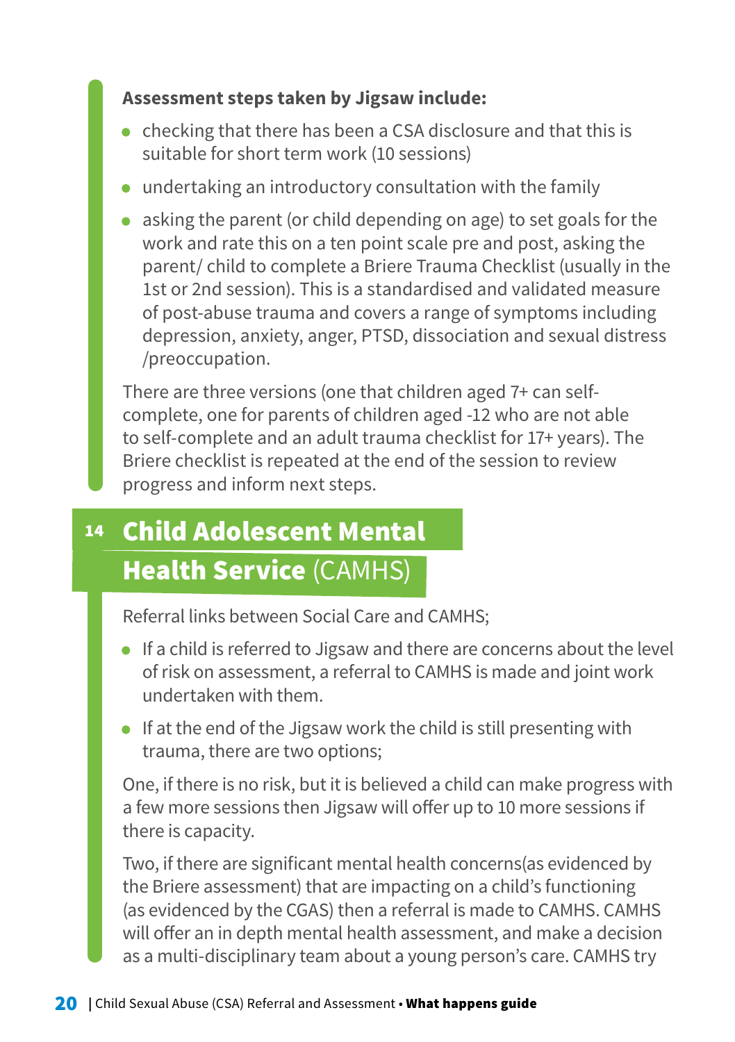**Assessment steps taken by Jigsaw include:**

- checking that there has been a CSA disclosure and that this is suitable for short term work (10 sessions)
- undertaking an introductory consultation with the family
- asking the parent (or child depending on age) to set goals for the work and rate this on a ten point scale pre and post, asking the parent/ child to complete a Briere Trauma Checklist (usually in the 1st or 2nd session). This is a standardised and validated measure of post-abuse trauma and covers a range of symptoms including depression, anxiety, anger, PTSD, dissociation and sexual distress /preoccupation.

There are three versions (one that children aged 7+ can self-complete, one for parents of children aged -12 who are not able to self-complete and an adult trauma checklist for 17+ years). The Briere checklist is repeated at the end of the session to review progress and inform next steps.

## 14 Child Adolescent Mental Health Service (CAMHS)

Referral links between Social Care and CAMHS;

- If a child is referred to Jigsaw and there are concerns about the level of risk on assessment, a referral to CAMHS is made and joint work undertaken with them.
- If at the end of the Jigsaw work the child is still presenting with trauma, there are two options;

One, if there is no risk, but it is believed a child can make progress with a few more sessions then Jigsaw will offer up to 10 more sessions if there is capacity.

Two, if there are significant mental health concerns(as evidenced by the Briere assessment) that are impacting on a child's functioning (as evidenced by the CGAS) then a referral is made to CAMHS. CAMHS will offer an in depth mental health assessment, and make a decision as a multi-disciplinary team about a young person's care. CAMHS try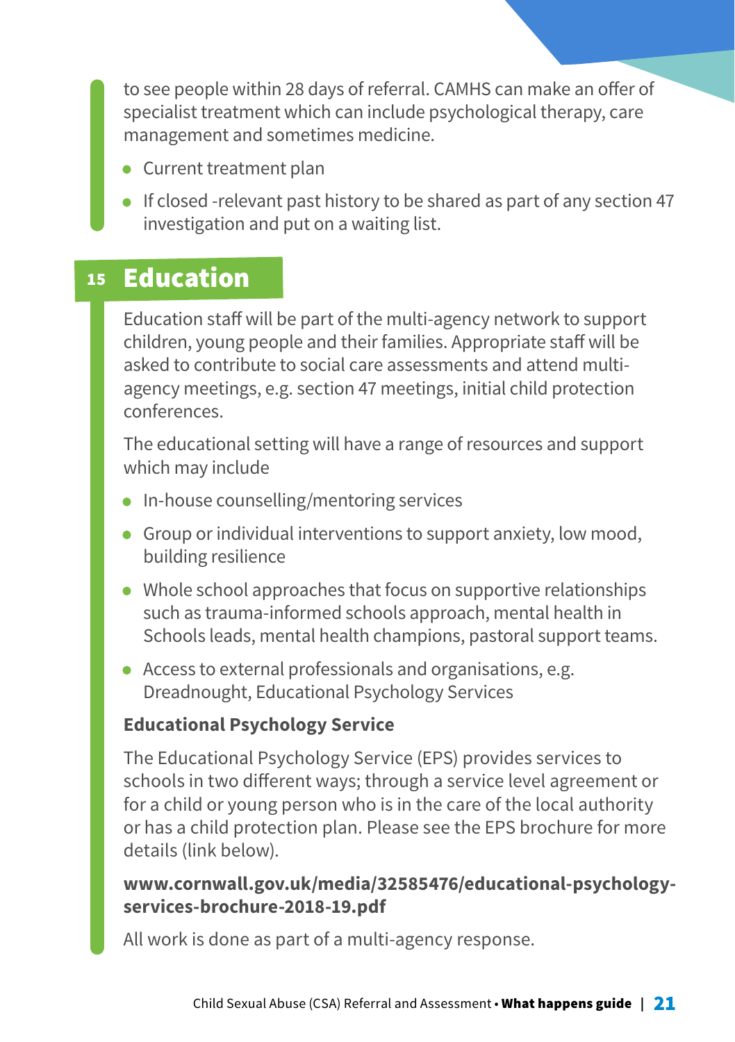to see people within 28 days of referral. CAMHS can make an offer of specialist treatment which can include psychological therapy, care management and sometimes medicine.

- Current treatment plan
- If closed -relevant past history to be shared as part of any section 47 investigation and put on a waiting list.

## 15 Education

Education staff will be part of the multi-agency network to support children, young people and their families. Appropriate staff will be asked to contribute to social care assessments and attend multi-agency meetings, e.g. section 47 meetings, initial child protection conferences.

The educational setting will have a range of resources and support which may include

- In-house counselling/mentoring services
- Group or individual interventions to support anxiety, low mood, building resilience
- Whole school approaches that focus on supportive relationships such as trauma-informed schools approach, mental health in Schools leads, mental health champions, pastoral support teams.
- Access to external professionals and organisations, e.g. Dreadnought, Educational Psychology Services

### Educational Psychology Service

The Educational Psychology Service (EPS) provides services to schools in two different ways; through a service level agreement or for a child or young person who is in the care of the local authority or has a child protection plan. Please see the EPS brochure for more details (link below).

**www.cornwall.gov.uk/media/32585476/educational-psychology-services-brochure-2018-19.pdf**

All work is done as part of a multi-agency response.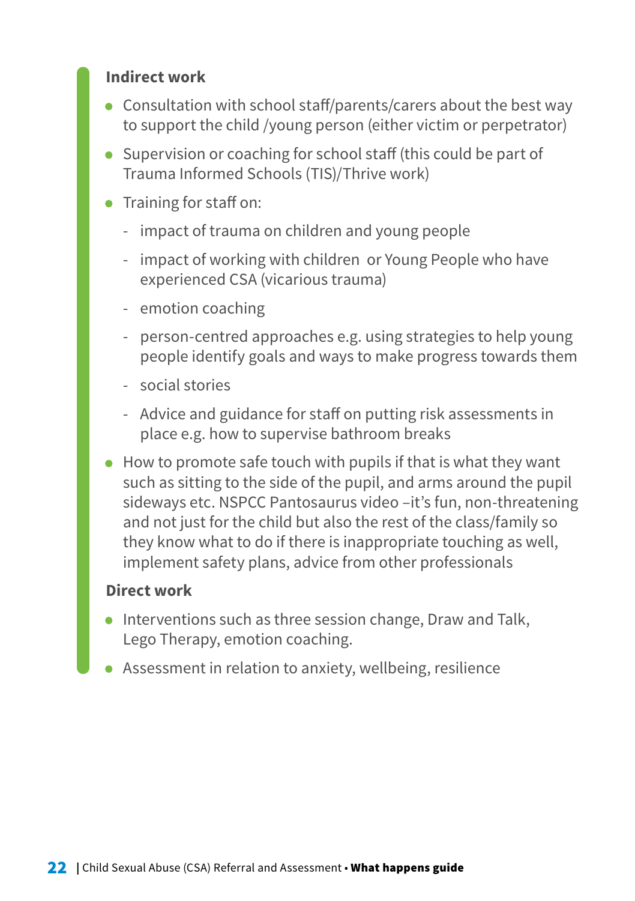**Indirect work**

- Consultation with school staff/parents/carers about the best way to support the child /young person (either victim or perpetrator)
- Supervision or coaching for school staff (this could be part of Trauma Informed Schools (TIS)/Thrive work)
- Training for staff on:
  - impact of trauma on children and young people
  - impact of working with children or Young People who have experienced CSA (vicarious trauma)
  - emotion coaching
  - person-centred approaches e.g. using strategies to help young people identify goals and ways to make progress towards them
  - social stories
  - Advice and guidance for staff on putting risk assessments in place e.g. how to supervise bathroom breaks
- How to promote safe touch with pupils if that is what they want such as sitting to the side of the pupil, and arms around the pupil sideways etc. NSPCC Pantosaurus video –it's fun, non-threatening and not just for the child but also the rest of the class/family so they know what to do if there is inappropriate touching as well, implement safety plans, advice from other professionals

**Direct work**

- Interventions such as three session change, Draw and Talk, Lego Therapy, emotion coaching.
- Assessment in relation to anxiety, wellbeing, resilience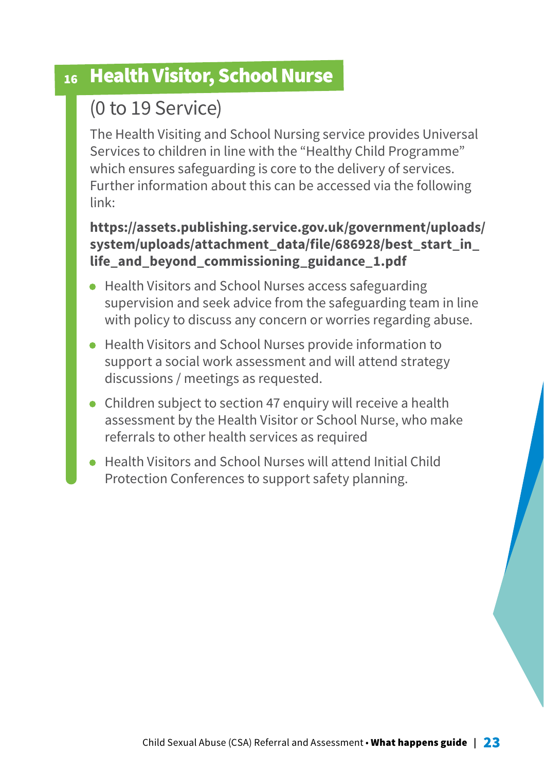## 16 Health Visitor, School Nurse

### (0 to 19 Service)

The Health Visiting and School Nursing service provides Universal Services to children in line with the "Healthy Child Programme" which ensures safeguarding is core to the delivery of services. Further information about this can be accessed via the following link:

**https://assets.publishing.service.gov.uk/government/uploads/system/uploads/attachment_data/file/686928/best_start_in_life_and_beyond_commissioning_guidance_1.pdf**

- Health Visitors and School Nurses access safeguarding supervision and seek advice from the safeguarding team in line with policy to discuss any concern or worries regarding abuse.
- Health Visitors and School Nurses provide information to support a social work assessment and will attend strategy discussions / meetings as requested.
- Children subject to section 47 enquiry will receive a health assessment by the Health Visitor or School Nurse, who make referrals to other health services as required
- Health Visitors and School Nurses will attend Initial Child Protection Conferences to support safety planning.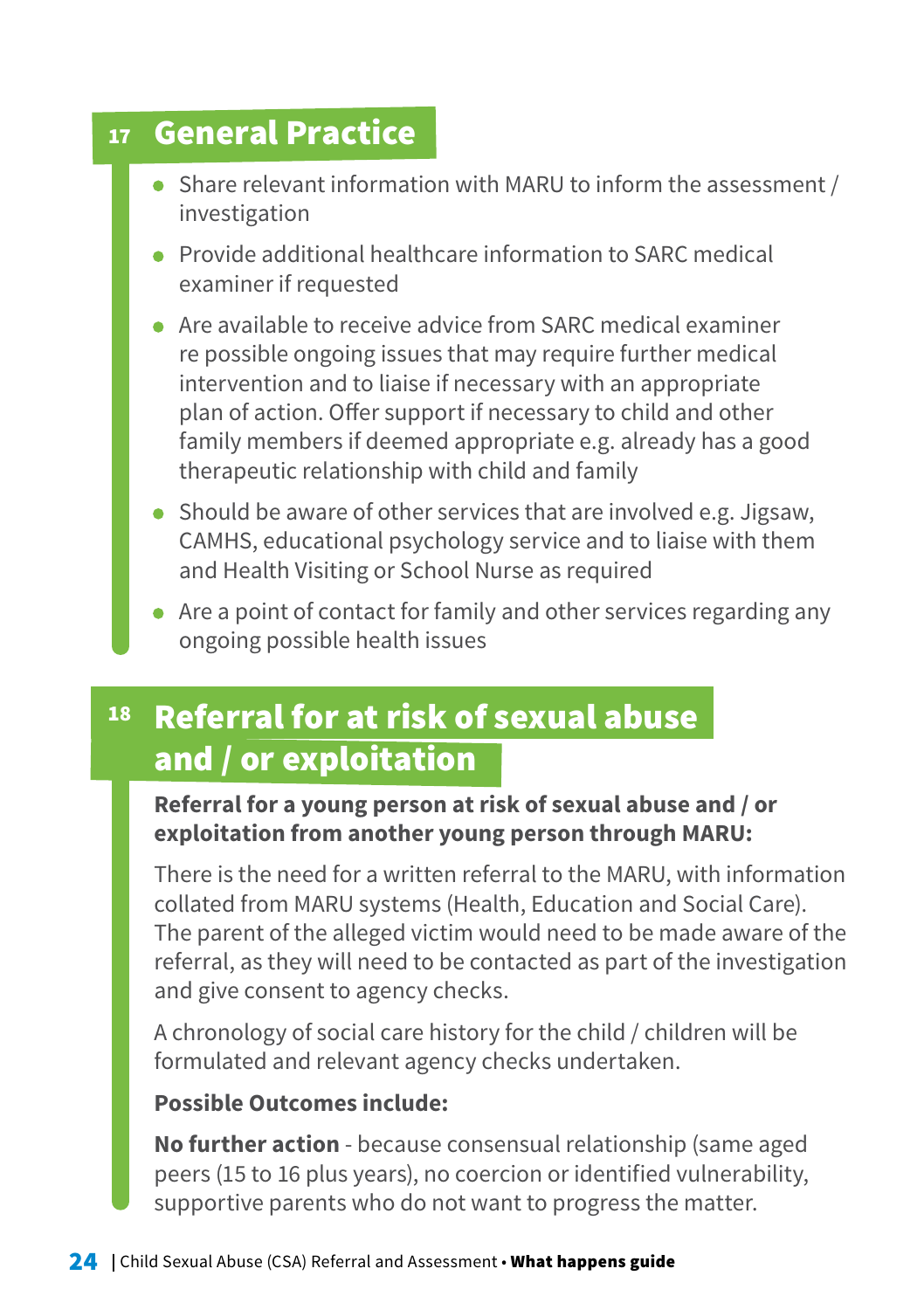## 17 General Practice

- Share relevant information with MARU to inform the assessment / investigation
- Provide additional healthcare information to SARC medical examiner if requested
- Are available to receive advice from SARC medical examiner re possible ongoing issues that may require further medical intervention and to liaise if necessary with an appropriate plan of action. Offer support if necessary to child and other family members if deemed appropriate e.g. already has a good therapeutic relationship with child and family
- Should be aware of other services that are involved e.g. Jigsaw, CAMHS, educational psychology service and to liaise with them and Health Visiting or School Nurse as required
- Are a point of contact for family and other services regarding any ongoing possible health issues

## 18 Referral for at risk of sexual abuse and / or exploitation

**Referral for a young person at risk of sexual abuse and / or exploitation from another young person through MARU:**

There is the need for a written referral to the MARU, with information collated from MARU systems (Health, Education and Social Care). The parent of the alleged victim would need to be made aware of the referral, as they will need to be contacted as part of the investigation and give consent to agency checks.

A chronology of social care history for the child / children will be formulated and relevant agency checks undertaken.

**Possible Outcomes include:**

**No further action** - because consensual relationship (same aged peers (15 to 16 plus years), no coercion or identified vulnerability, supportive parents who do not want to progress the matter.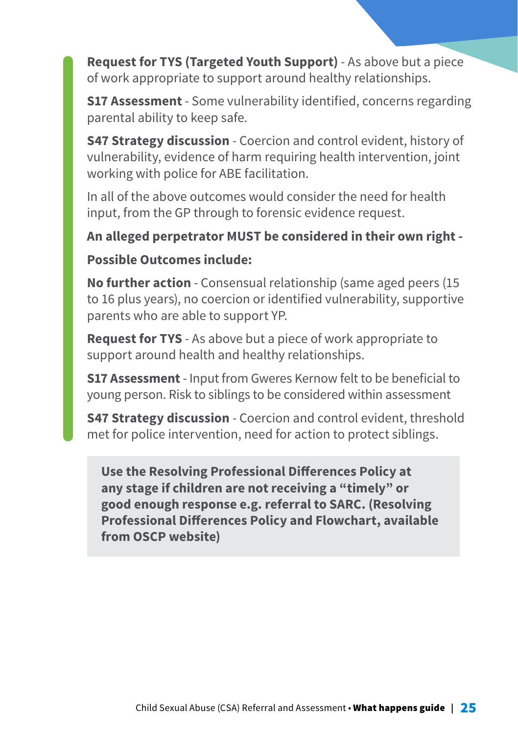**Request for TYS (Targeted Youth Support)** - As above but a piece of work appropriate to support around healthy relationships.

**S17 Assessment** - Some vulnerability identified, concerns regarding parental ability to keep safe.

**S47 Strategy discussion** - Coercion and control evident, history of vulnerability, evidence of harm requiring health intervention, joint working with police for ABE facilitation.

In all of the above outcomes would consider the need for health input, from the GP through to forensic evidence request.

**An alleged perpetrator MUST be considered in their own right -**

**Possible Outcomes include:**

**No further action** - Consensual relationship (same aged peers (15 to 16 plus years), no coercion or identified vulnerability, supportive parents who are able to support YP.

**Request for TYS** - As above but a piece of work appropriate to support around health and healthy relationships.

**S17 Assessment** - Input from Gweres Kernow felt to be beneficial to young person. Risk to siblings to be considered within assessment

**S47 Strategy discussion** - Coercion and control evident, threshold met for police intervention, need for action to protect siblings.

**Use the Resolving Professional Differences Policy at any stage if children are not receiving a "timely" or good enough response e.g. referral to SARC. (Resolving Professional Differences Policy and Flowchart, available from OSCP website)**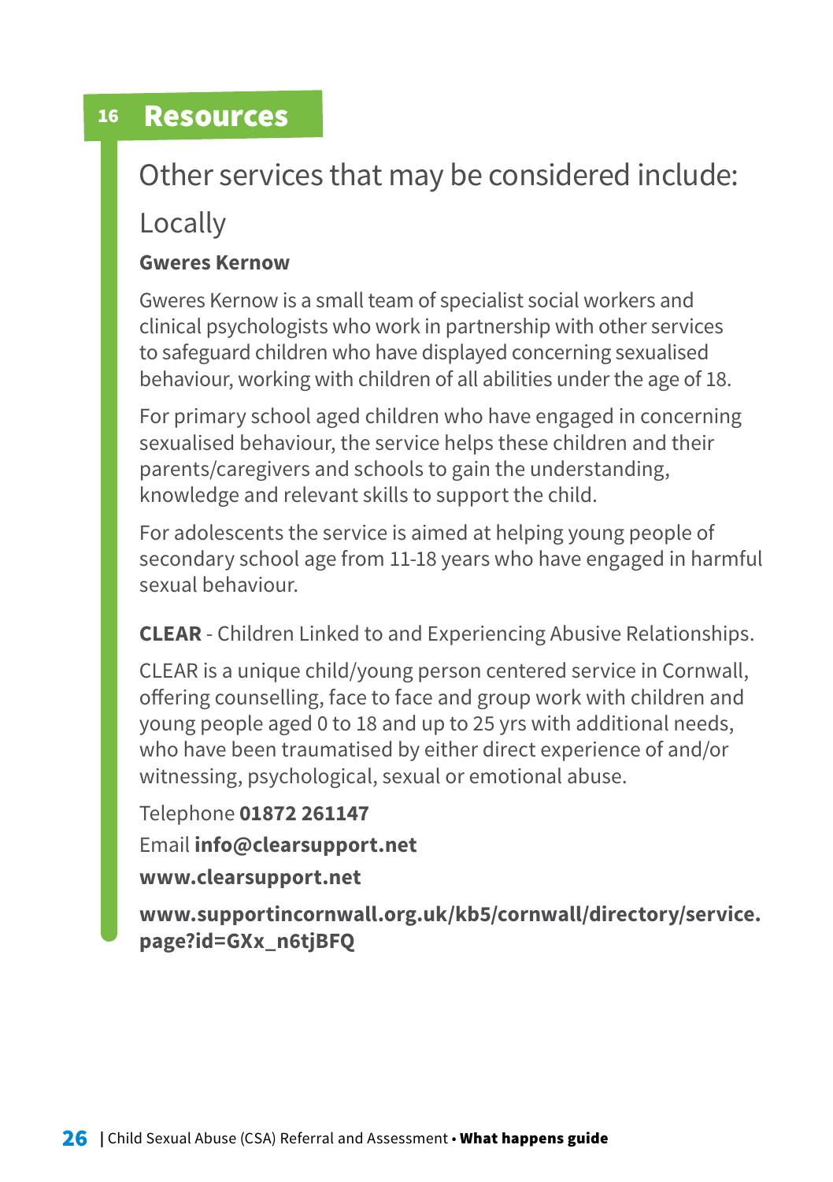## 16 Resources

### Other services that may be considered include:

### Locally

**Gweres Kernow**

Gweres Kernow is a small team of specialist social workers and clinical psychologists who work in partnership with other services to safeguard children who have displayed concerning sexualised behaviour, working with children of all abilities under the age of 18.

For primary school aged children who have engaged in concerning sexualised behaviour, the service helps these children and their parents/caregivers and schools to gain the understanding, knowledge and relevant skills to support the child.

For adolescents the service is aimed at helping young people of secondary school age from 11-18 years who have engaged in harmful sexual behaviour.

**CLEAR** - Children Linked to and Experiencing Abusive Relationships.

CLEAR is a unique child/young person centered service in Cornwall, offering counselling, face to face and group work with children and young people aged 0 to 18 and up to 25 yrs with additional needs, who have been traumatised by either direct experience of and/or witnessing, psychological, sexual or emotional abuse.

Telephone **01872 261147**

Email **info@clearsupport.net**

**www.clearsupport.net**

**www.supportincornwall.org.uk/kb5/cornwall/directory/service.page?id=GXx_n6tjBFQ**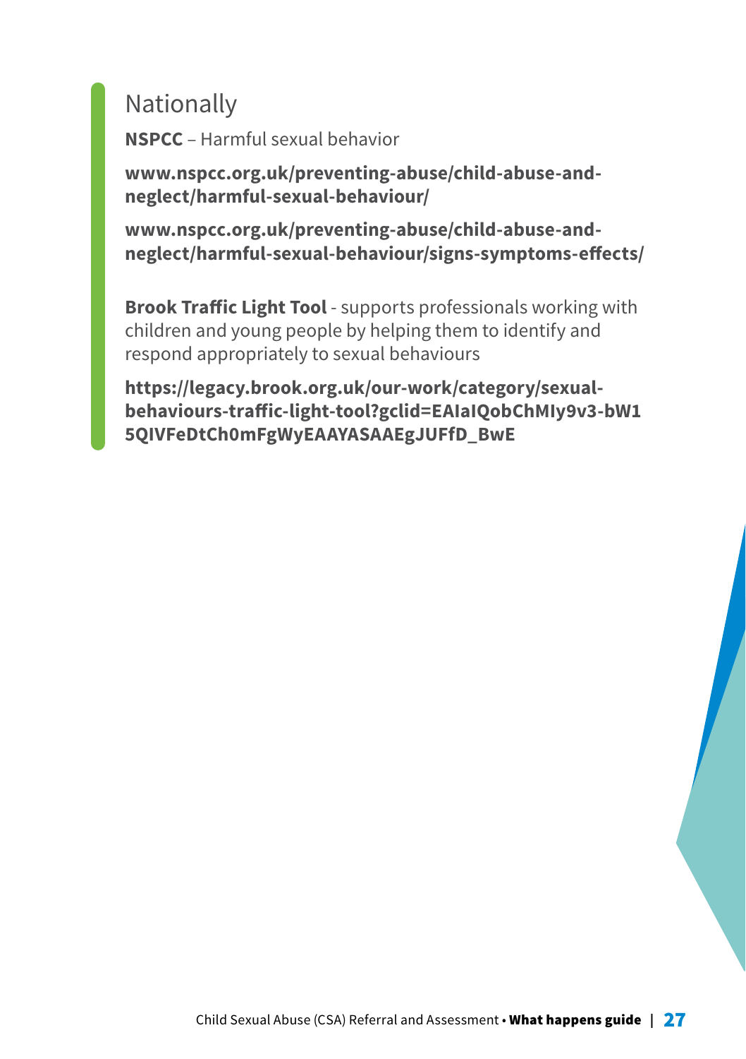## Nationally

**NSPCC** – Harmful sexual behavior

**www.nspcc.org.uk/preventing-abuse/child-abuse-and-neglect/harmful-sexual-behaviour/**

**www.nspcc.org.uk/preventing-abuse/child-abuse-and-neglect/harmful-sexual-behaviour/signs-symptoms-effects/**

**Brook Traffic Light Tool** - supports professionals working with children and young people by helping them to identify and respond appropriately to sexual behaviours

**https://legacy.brook.org.uk/our-work/category/sexual-behaviours-traffic-light-tool?gclid=EAIaIQobChMIy9v3-bW15QIVFeDtCh0mFgWyEAAYASAAEgJUFfD_BwE**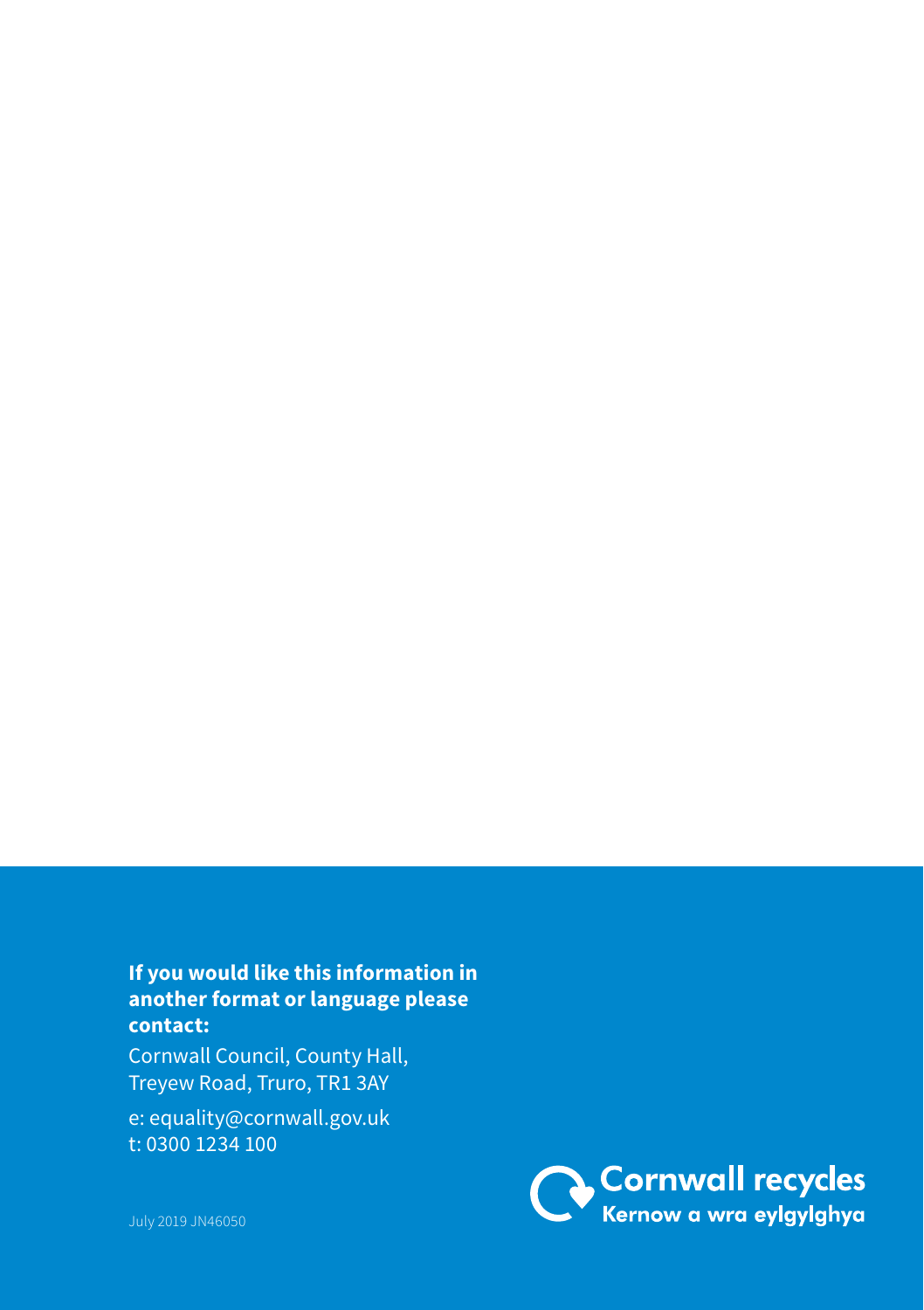**If you would like this information in another format or language please contact:**

Cornwall Council, County Hall, Treyew Road, Truro, TR1 3AY

e: equality@cornwall.gov.uk
t: 0300 1234 100

July 2019 JN46050

Cornwall recycles
Kernow a wra eylgylghya